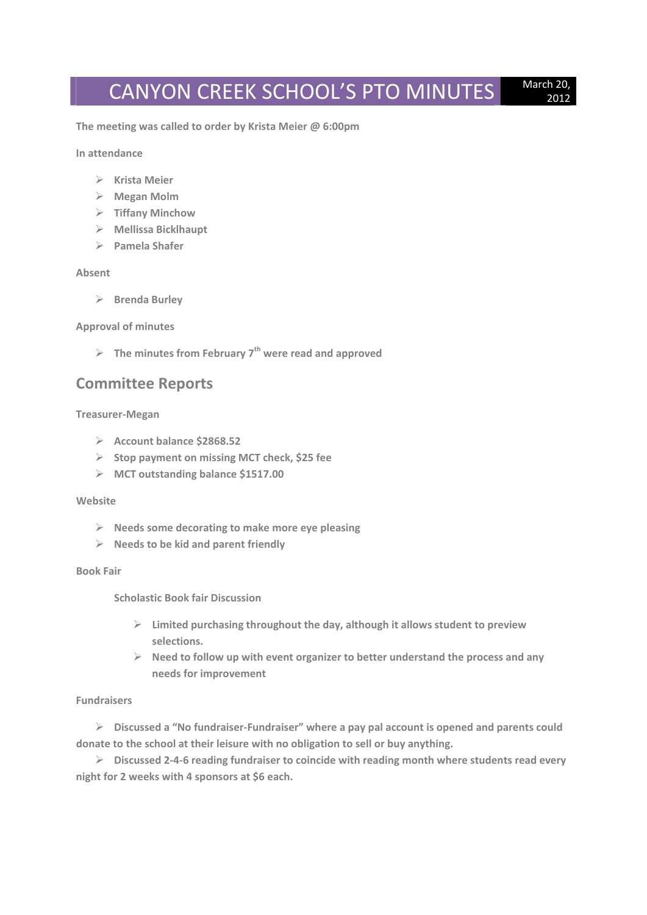# CANYON CREEK SCHOOL'S PTO MINUTES

March 20, 2012

**The meeting was called to order by Krista Meier @ 6:00pm**

**In attendance**

- Krista Meier
- Megan Molm
- Tiffany Minchow
- Mellissa Bicklhaupt
- Pamela Shafer

**Absent**

- Brenda Burley

**Approval of minutes**

- The minutes from February 7th were read and approved

## Committee Reports

**Treasurer-Megan**

- Account balance $2868.52
- Stop payment on missing MCT check, $25 fee
- MCT outstanding balance $1517.00

**Website**

- Needs some decorating to make more eye pleasing
- Needs to be kid and parent friendly

**Book Fair**

Scholastic Book fair Discussion

- Limited purchasing throughout the day, although it allows student to preview selections.
- Need to follow up with event organizer to better understand the process and any needs for improvement

**Fundraisers**

- Discussed a "No fundraiser-Fundraiser" where a pay pal account is opened and parents could donate to the school at their leisure with no obligation to sell or buy anything.
- Discussed 2-4-6 reading fundraiser to coincide with reading month where students read every night for 2 weeks with 4 sponsors at $6 each.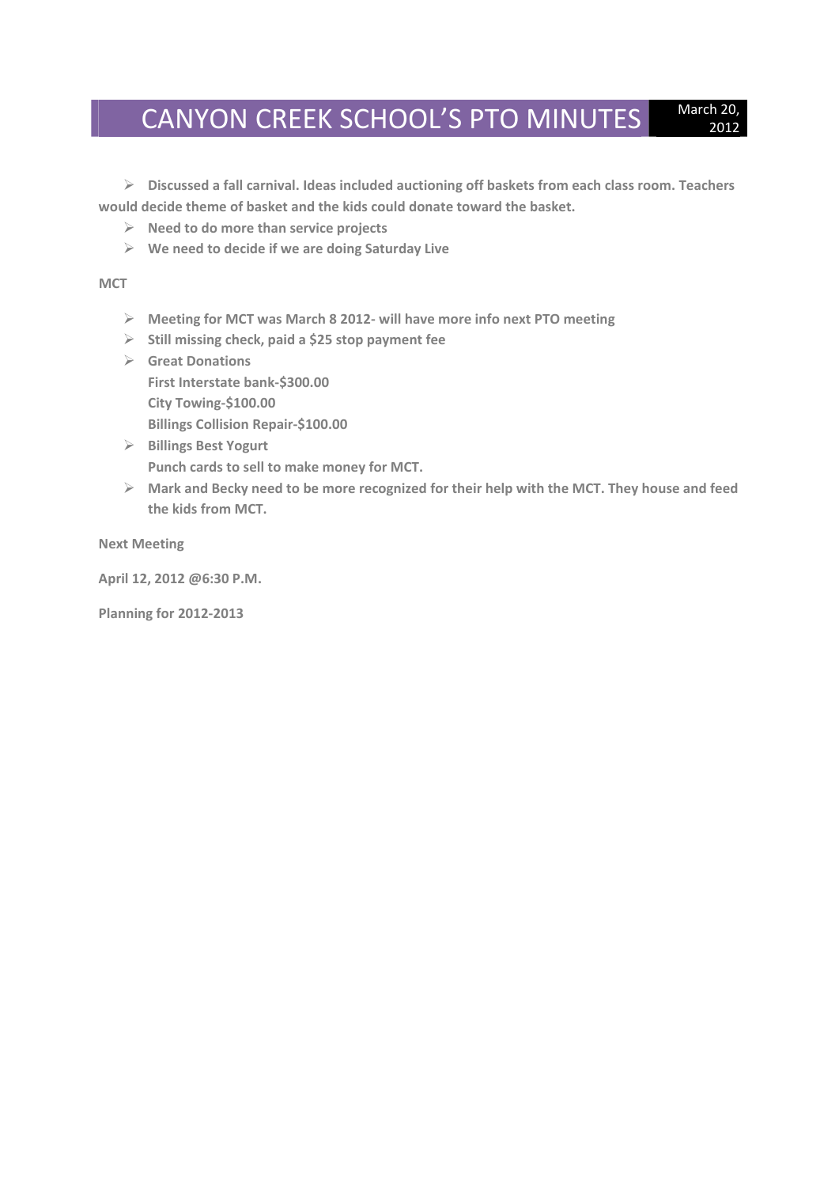# CANYON CREEK SCHOOL'S PTO MINUTES

March 20, 2012

- **Discussed a fall carnival. Ideas included auctioning off baskets from each class room. Teachers would decide theme of basket and the kids could donate toward the basket.**
- **Need to do more than service projects**
- **We need to decide if we are doing Saturday Live**

**MCT**

- **Meeting for MCT was March 8 2012- will have more info next PTO meeting**
- **Still missing check, paid a $25 stop payment fee**
- **Great Donations**
  **First Interstate bank-$300.00**
  **City Towing-$100.00**
  **Billings Collision Repair-$100.00**
- **Billings Best Yogurt**
  **Punch cards to sell to make money for MCT.**
- **Mark and Becky need to be more recognized for their help with the MCT. They house and feed the kids from MCT.**

**Next Meeting**

**April 12, 2012 @6:30 P.M.**

**Planning for 2012-2013**